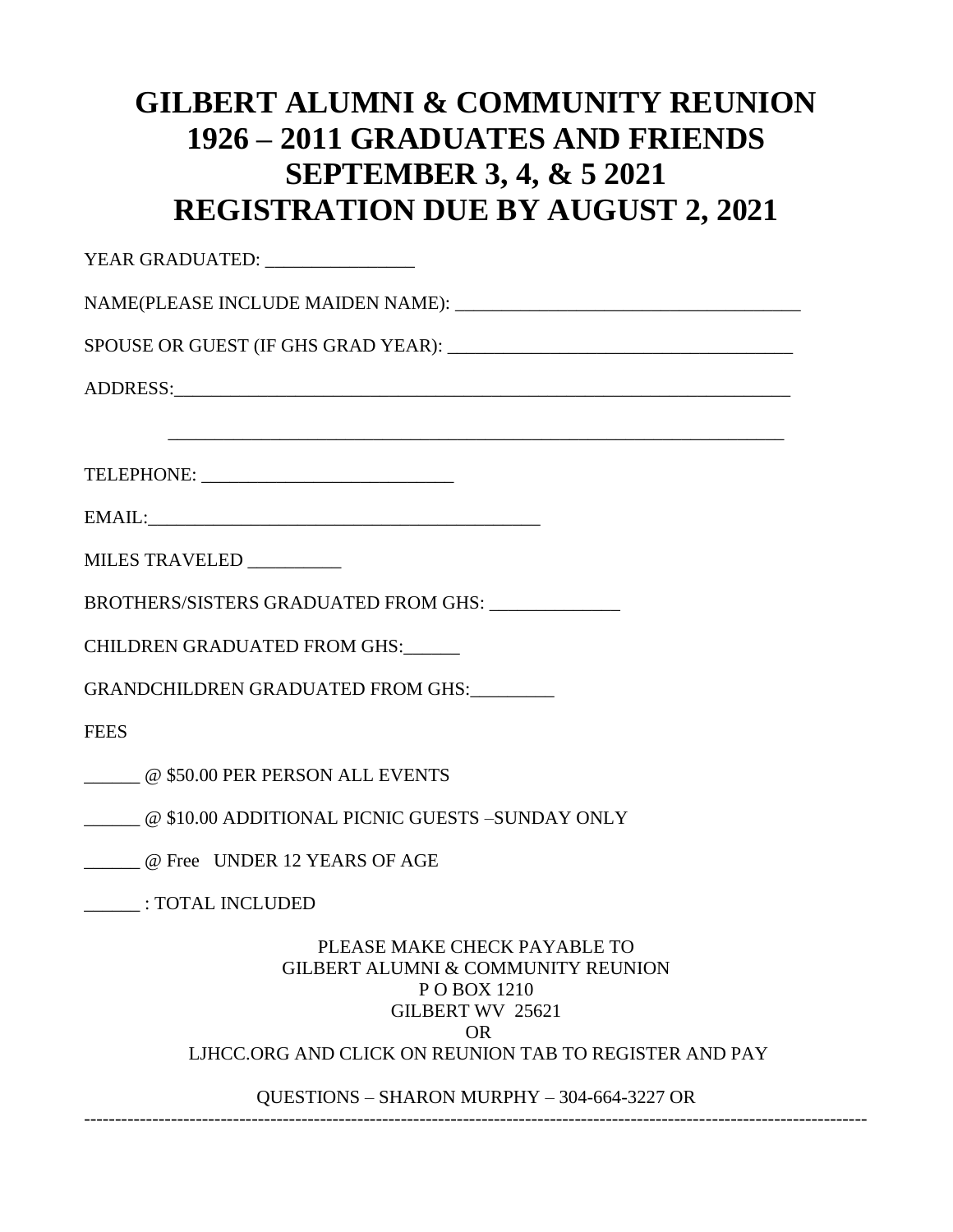# GILBERT ALUMNI & COMMUNITY REUNION
# 1926 – 2011 GRADUATES AND FRIENDS
# SEPTEMBER 3, 4, & 5 2021
# REGISTRATION DUE BY AUGUST 2, 2021

YEAR GRADUATED: ________________

NAME(PLEASE INCLUDE MAIDEN NAME): ______________________________________

SPOUSE OR GUEST (IF GHS GRAD YEAR): _____________________________________

ADDRESS:____________________________________________________________________

____________________________________________________________________

TELEPHONE: ____________________________

EMAIL:___________________________________________

MILES TRAVELED __________

BROTHERS/SISTERS GRADUATED FROM GHS: ______________

CHILDREN GRADUATED FROM GHS:______

GRANDCHILDREN GRADUATED FROM GHS:_________

FEES

______ @ $50.00 PER PERSON ALL EVENTS

______ @ $10.00 ADDITIONAL PICNIC GUESTS –SUNDAY ONLY

______ @ Free UNDER 12 YEARS OF AGE

______ : TOTAL INCLUDED

PLEASE MAKE CHECK PAYABLE TO
GILBERT ALUMNI & COMMUNITY REUNION
P O BOX 1210
GILBERT WV 25621
OR
LJHCC.ORG AND CLICK ON REUNION TAB TO REGISTER AND PAY

QUESTIONS – SHARON MURPHY – 304-664-3227 OR

---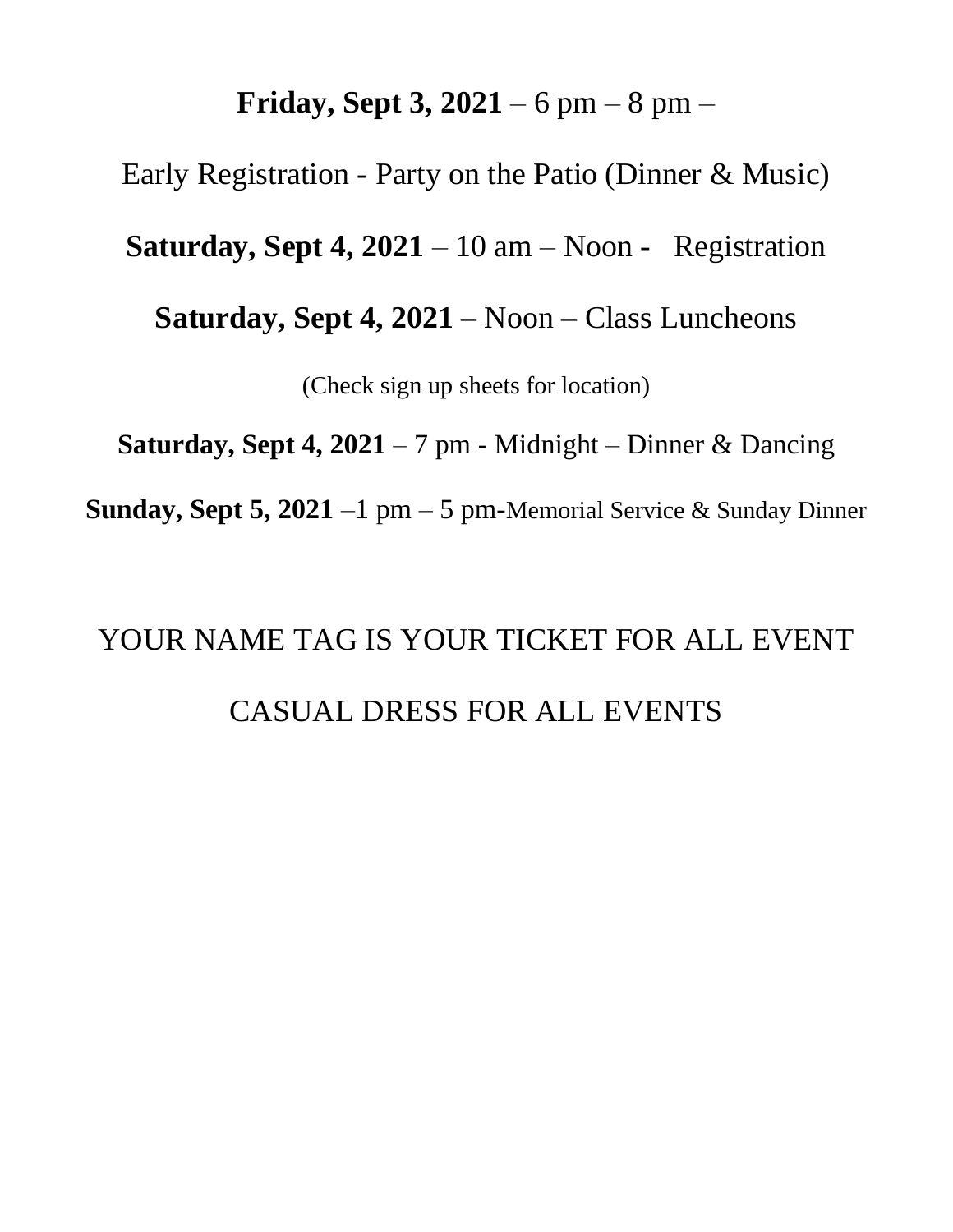**Friday, Sept 3, 2021** – 6 pm – 8 pm –

Early Registration - Party on the Patio (Dinner & Music)

**Saturday, Sept 4, 2021** – 10 am – Noon - Registration

**Saturday, Sept 4, 2021** – Noon – Class Luncheons

(Check sign up sheets for location)

**Saturday, Sept 4, 2021** – 7 pm - Midnight – Dinner & Dancing

**Sunday, Sept 5, 2021** –1 pm – 5 pm-Memorial Service & Sunday Dinner

YOUR NAME TAG IS YOUR TICKET FOR ALL EVENT

CASUAL DRESS FOR ALL EVENTS